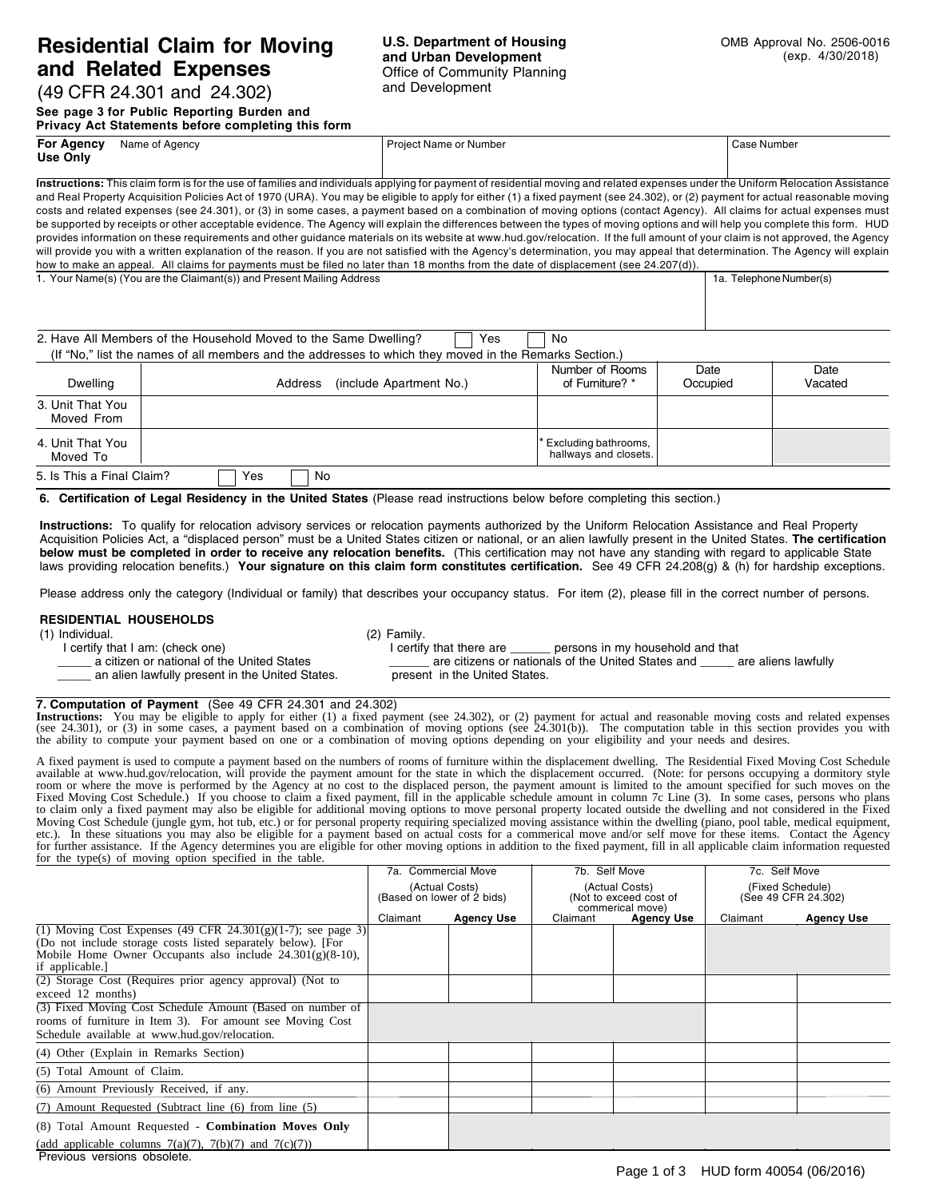# Residential Claim for Moving and Related Expenses

(49 CFR 24.301 and 24.302)

**See page 3 for Public Reporting Burden and Privacy Act Statements before completing this form**

**U.S. Department of Housing and Urban Development**
Office of Community Planning and Development

OMB Approval No. 2506-0016
(exp. 4/30/2018)

| **For Agency Use Only** Name of Agency | Project Name or Number | Case Number |
|---|---|---|
| | | |

**Instructions:** This claim form is for the use of families and individuals applying for payment of residential moving and related expenses under the Uniform Relocation Assistance and Real Property Acquisition Policies Act of 1970 (URA). You may be eligible to apply for either (1) a fixed payment (see 24.302), or (2) payment for actual reasonable moving costs and related expenses (see 24.301), or (3) in some cases, a payment based on a combination of moving options (contact Agency). All claims for actual expenses must be supported by receipts or other acceptable evidence. The Agency will explain the differences between the types of moving options and will help you complete this form. HUD provides information on these requirements and other guidance materials on its website at www.hud.gov/relocation. If the full amount of your claim is not approved, the Agency will provide you with a written explanation of the reason. If you are not satisfied with the Agency's determination, you may appeal that determination. The Agency will explain how to make an appeal. All claims for payments must be filed no later than 18 months from the date of displacement (see 24.207(d)).

| 1. Your Name(s) (You are the Claimant(s)) and Present Mailing Address | 1a. Telephone Number(s) |
|---|---|
| | |

2. Have All Members of the Household Moved to the Same Dwelling? ☐ Yes ☐ No
(If "No," list the names of all members and the addresses to which they moved in the Remarks Section.)

| Dwelling | Address (include Apartment No.) | Number of Rooms of Furniture? * | Date Occupied | Date Vacated |
|---|---|---|---|---|
| 3. Unit That You Moved From | | | | |
| 4. Unit That You Moved To | | * Excluding bathrooms, hallways and closets. | | |

5. Is This a Final Claim? ☐ Yes ☐ No

## 6. Certification of Legal Residency in the United States

(Please read instructions below before completing this section.)

**Instructions:** To qualify for relocation advisory services or relocation payments authorized by the Uniform Relocation Assistance and Real Property Acquisition Policies Act, a "displaced person" must be a United States citizen or national, or an alien lawfully present in the United States. **The certification below must be completed in order to receive any relocation benefits.** (This certification may not have any standing with regard to applicable State laws providing relocation benefits.) **Your signature on this claim form constitutes certification.** See 49 CFR 24.208(g) & (h) for hardship exceptions.

Please address only the category (Individual or family) that describes your occupancy status. For item (2), please fill in the correct number of persons.

**RESIDENTIAL HOUSEHOLDS**

(1) Individual.
I certify that I am: (check one)
_____ a citizen or national of the United States
_____ an alien lawfully present in the United States.

(2) Family.
I certify that there are ______ persons in my household and that ______ are citizens or nationals of the United States and _____ are aliens lawfully present in the United States.

## 7. Computation of Payment

(See 49 CFR 24.301 and 24.302)

**Instructions:** You may be eligible to apply for either (1) a fixed payment (see 24.302), or (2) payment for actual and reasonable moving costs and related expenses (see 24.301), or (3) in some cases, a payment based on a combination of moving options (see 24.301(b)). The computation table in this section provides you with the ability to compute your payment based on one or a combination of moving options depending on your eligibility and your needs and desires.

A fixed payment is used to compute a payment based on the numbers of rooms of furniture within the displacement dwelling. The Residential Fixed Moving Cost Schedule available at www.hud.gov/relocation, will provide the payment amount for the state in which the displacement occurred. (Note: for persons occupying a dormitory style room or where the move is performed by the Agency at no cost to the displaced person, the payment amount is limited to the amount specified for such moves on the Fixed Moving Cost Schedule.) If you choose to claim a fixed payment, fill in the applicable schedule amount in column 7c Line (3). In some cases, persons who plans to claim only a fixed payment may also be eligible for additional moving options to move personal property located outside the dwelling and not considered in the Fixed Moving Cost Schedule (jungle gym, hot tub, etc.) or for personal property requiring specialized moving assistance within the dwelling (piano, pool table, medical equipment, etc.). In these situations you may also be eligible for a payment based on actual costs for a commerical move and/or self move for these items. Contact the Agency for further assistance. If the Agency determines you are eligible for other moving options in addition to the fixed payment, fill in all applicable claim information requested for the type(s) of moving option specified in the table.

| | 7a. Commercial Move (Actual Costs) (Based on lower of 2 bids) | | 7b. Self Move (Actual Costs) (Not to exceed cost of commerical move) | | 7c. Self Move (Fixed Schedule) (See 49 CFR 24.302) | |
|---|---|---|---|---|---|---|
| | Claimant | Agency Use | Claimant | Agency Use | Claimant | Agency Use |
| (1) Moving Cost Expenses (49 CFR 24.301(g)(1-7); see page 3) (Do not include storage costs listed separately below). [For Mobile Home Owner Occupants also include 24.301(g)(8-10), if applicable.] | | | | | | |
| (2) Storage Cost (Requires prior agency approval) (Not to exceed 12 months) | | | | | | |
| (3) Fixed Moving Cost Schedule Amount (Based on number of rooms of furniture in Item 3). For amount see Moving Cost Schedule available at www.hud.gov/relocation. | | | | | | |
| (4) Other (Explain in Remarks Section) | | | | | | |
| (5) Total Amount of Claim. | | | | | | |
| (6) Amount Previously Received, if any. | | | | | | |
| (7) Amount Requested (Subtract line (6) from line (5) | | | | | | |
| (8) Total Amount Requested - **Combination Moves Only** (add applicable columns 7(a)(7), 7(b)(7) and 7(c)(7)) | | | | | | |

Previous versions obsolete.

HUD form 40054 (06/2016)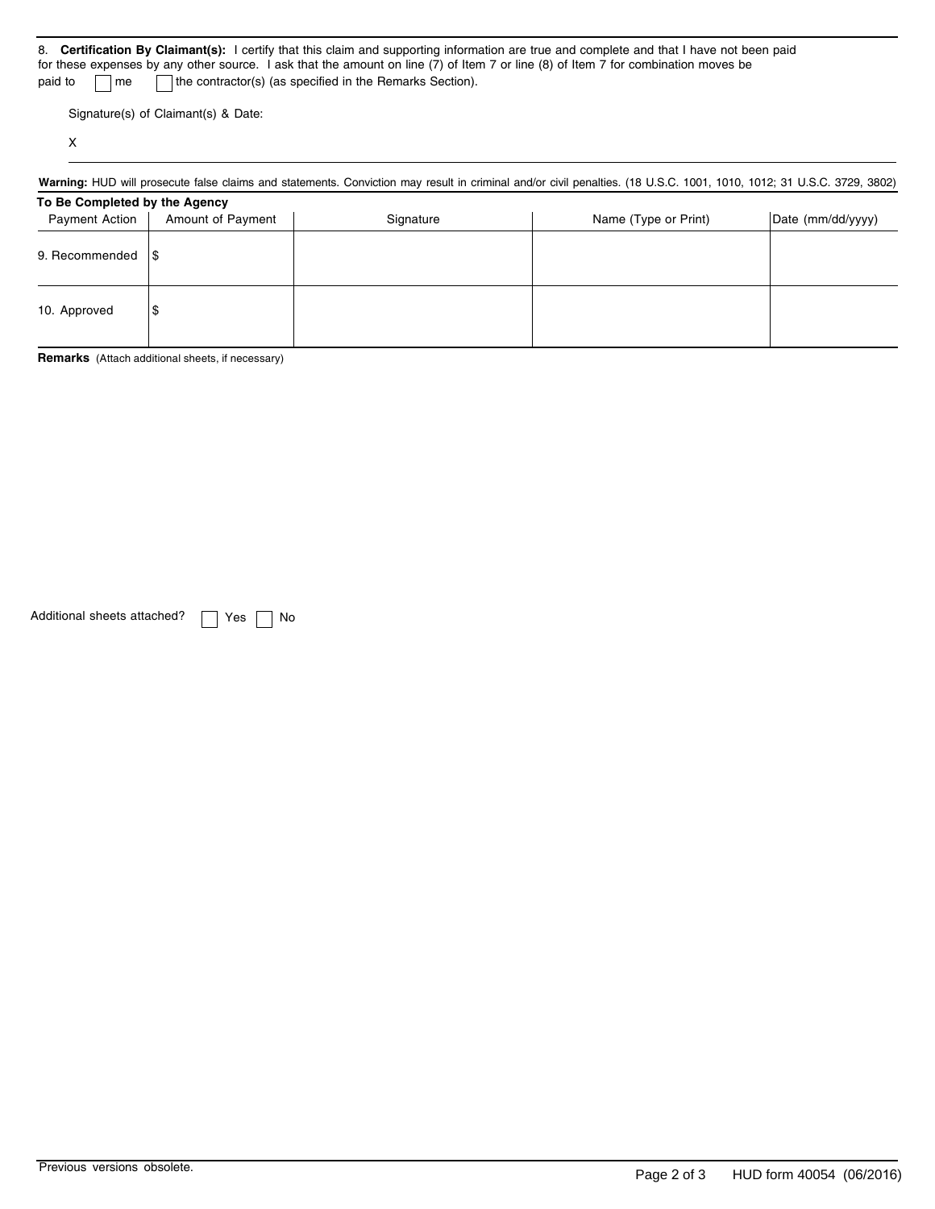8. **Certification By Claimant(s):** I certify that this claim and supporting information are true and complete and that I have not been paid for these expenses by any other source. I ask that the amount on line (7) of Item 7 or line (8) of Item 7 for combination moves be paid to ☐ me ☐ the contractor(s) (as specified in the Remarks Section).

Signature(s) of Claimant(s) & Date:

X

**Warning:** HUD will prosecute false claims and statements. Conviction may result in criminal and/or civil penalties. (18 U.S.C. 1001, 1010, 1012; 31 U.S.C. 3729, 3802)

**To Be Completed by the Agency**

| Payment Action | Amount of Payment | Signature | Name (Type or Print) | Date (mm/dd/yyyy) |
|---|---|---|---|---|
| 9. Recommended | $ | | | |
| 10. Approved | $ | | | |

**Remarks** (Attach additional sheets, if necessary)

Additional sheets attached? ☐ Yes ☐ No

Previous versions obsolete.

HUD form 40054 (06/2016)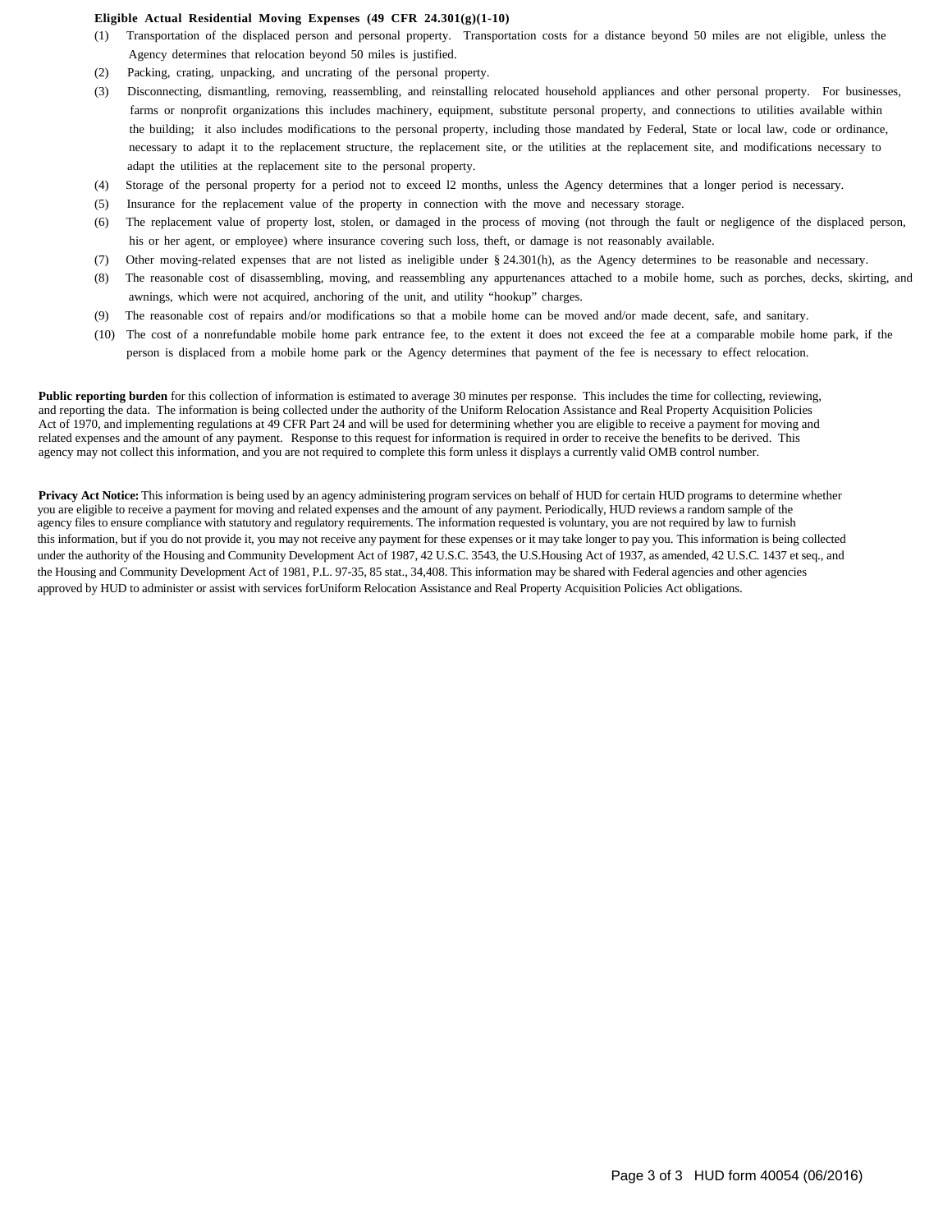**Eligible Actual Residential Moving Expenses (49 CFR 24.301(g)(1-10)**

(1) Transportation of the displaced person and personal property. Transportation costs for a distance beyond 50 miles are not eligible, unless the Agency determines that relocation beyond 50 miles is justified.

(2) Packing, crating, unpacking, and uncrating of the personal property.

(3) Disconnecting, dismantling, removing, reassembling, and reinstalling relocated household appliances and other personal property. For businesses, farms or nonprofit organizations this includes machinery, equipment, substitute personal property, and connections to utilities available within the building; it also includes modifications to the personal property, including those mandated by Federal, State or local law, code or ordinance, necessary to adapt it to the replacement structure, the replacement site, or the utilities at the replacement site, and modifications necessary to adapt the utilities at the replacement site to the personal property.

(4) Storage of the personal property for a period not to exceed l2 months, unless the Agency determines that a longer period is necessary.

(5) Insurance for the replacement value of the property in connection with the move and necessary storage.

(6) The replacement value of property lost, stolen, or damaged in the process of moving (not through the fault or negligence of the displaced person, his or her agent, or employee) where insurance covering such loss, theft, or damage is not reasonably available.

(7) Other moving-related expenses that are not listed as ineligible under § 24.301(h), as the Agency determines to be reasonable and necessary.

(8) The reasonable cost of disassembling, moving, and reassembling any appurtenances attached to a mobile home, such as porches, decks, skirting, and awnings, which were not acquired, anchoring of the unit, and utility "hookup" charges.

(9) The reasonable cost of repairs and/or modifications so that a mobile home can be moved and/or made decent, safe, and sanitary.

(10) The cost of a nonrefundable mobile home park entrance fee, to the extent it does not exceed the fee at a comparable mobile home park, if the person is displaced from a mobile home park or the Agency determines that payment of the fee is necessary to effect relocation.

**Public reporting burden** for this collection of information is estimated to average 30 minutes per response. This includes the time for collecting, reviewing, and reporting the data. The information is being collected under the authority of the Uniform Relocation Assistance and Real Property Acquisition Policies Act of 1970, and implementing regulations at 49 CFR Part 24 and will be used for determining whether you are eligible to receive a payment for moving and related expenses and the amount of any payment. Response to this request for information is required in order to receive the benefits to be derived. This agency may not collect this information, and you are not required to complete this form unless it displays a currently valid OMB control number.

**Privacy Act Notice:** This information is being used by an agency administering program services on behalf of HUD for certain HUD programs to determine whether you are eligible to receive a payment for moving and related expenses and the amount of any payment. Periodically, HUD reviews a random sample of the agency files to ensure compliance with statutory and regulatory requirements. The information requested is voluntary, you are not required by law to furnish this information, but if you do not provide it, you may not receive any payment for these expenses or it may take longer to pay you. This information is being collected under the authority of the Housing and Community Development Act of 1987, 42 U.S.C. 3543, the U.S.Housing Act of 1937, as amended, 42 U.S.C. 1437 et seq., and the Housing and Community Development Act of 1981, P.L. 97-35, 85 stat., 34,408. This information may be shared with Federal agencies and other agencies approved by HUD to administer or assist with services forUniform Relocation Assistance and Real Property Acquisition Policies Act obligations.

HUD form 40054 (06/2016)